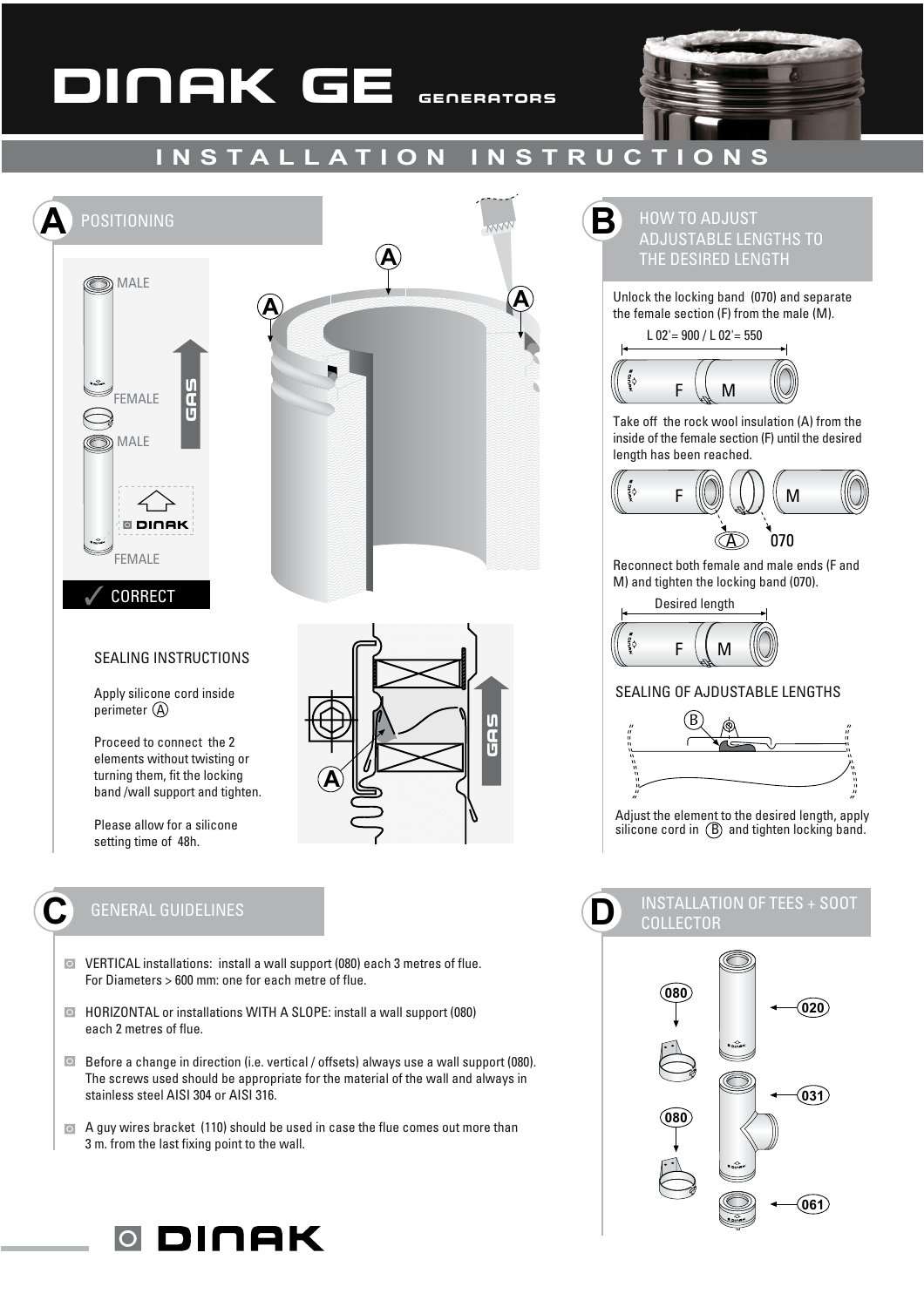# DINAK GE GENERATORS

## INSTALLATION INSTRUCTIONS

## A POSITIONING

MALE

FEMALE

MALE

FEMALE

GAS

✓ CORRECT

### SEALING INSTRUCTIONS

Apply silicone cord inside perimeter (A)

Proceed to connect the 2 elements without twisting or turning them, fit the locking band /wall support and tighten.

Please allow for a silicone setting time of 48h.

## B HOW TO ADJUST ADJUSTABLE LENGTHS TO THE DESIRED LENGTH

Unlock the locking band (070) and separate the female section (F) from the male (M).

L 02'= 900 / L 02'= 550

Take off the rock wool insulation (A) from the inside of the female section (F) until the desired length has been reached.

Reconnect both female and male ends (F and M) and tighten the locking band (070).

Desired length

### SEALING OF AJDUSTABLE LENGTHS

Adjust the element to the desired length, apply silicone cord in (B) and tighten locking band.

## C GENERAL GUIDELINES

- VERTICAL installations: install a wall support (080) each 3 metres of flue. For Diameters > 600 mm: one for each metre of flue.
- HORIZONTAL or installations WITH A SLOPE: install a wall support (080) each 2 metres of flue.
- Before a change in direction (i.e. vertical / offsets) always use a wall support (080). The screws used should be appropriate for the material of the wall and always in stainless steel AISI 304 or AISI 316.
- A guy wires bracket (110) should be used in case the flue comes out more than 3 m. from the last fixing point to the wall.

## D INSTALLATION OF TEES + SOOT COLLECTOR

080 — 020 — 031 — 080 — 061

DINAK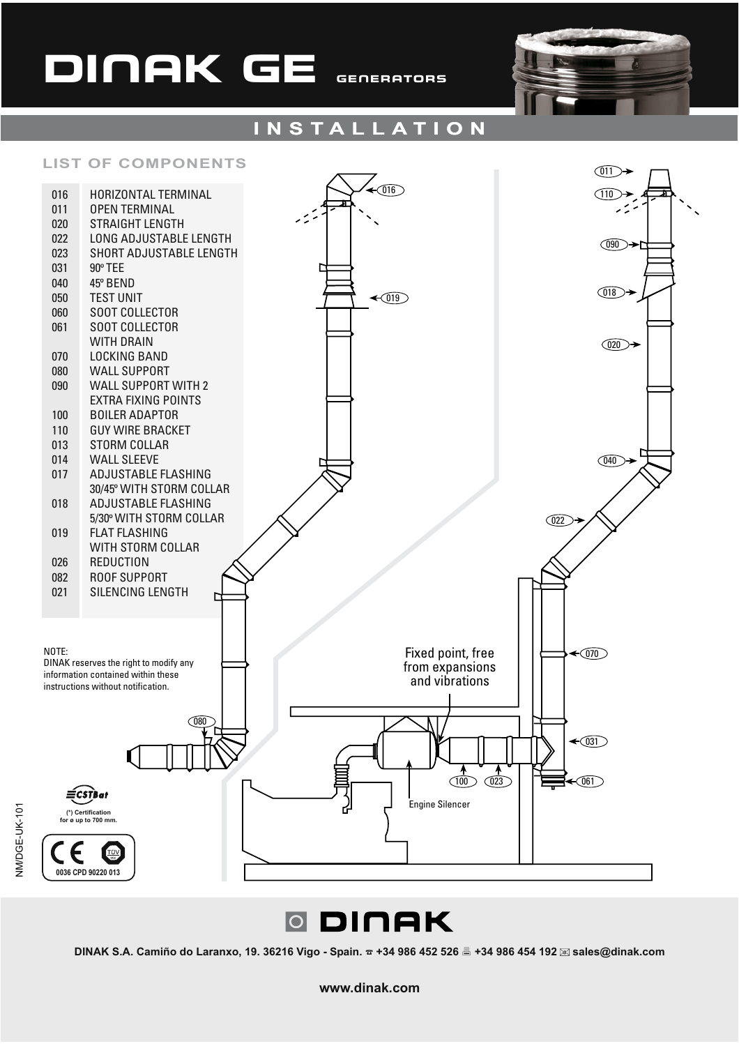# DINAK GE GENERATORS

## INSTALLATION

### LIST OF COMPONENTS

| | |
|---|---|
| 016 | HORIZONTAL TERMINAL |
| 011 | OPEN TERMINAL |
| 020 | STRAIGHT LENGTH |
| 022 | LONG ADJUSTABLE LENGTH |
| 023 | SHORT ADJUSTABLE LENGTH |
| 031 | 90º TEE |
| 040 | 45º BEND |
| 050 | TEST UNIT |
| 060 | SOOT COLLECTOR |
| 061 | SOOT COLLECTOR WITH DRAIN |
| 070 | LOCKING BAND |
| 080 | WALL SUPPORT |
| 090 | WALL SUPPORT WITH 2 EXTRA FIXING POINTS |
| 100 | BOILER ADAPTOR |
| 110 | GUY WIRE BRACKET |
| 013 | STORM COLLAR |
| 014 | WALL SLEEVE |
| 017 | ADJUSTABLE FLASHING 30/45º WITH STORM COLLAR |
| 018 | ADJUSTABLE FLASHING 5/30º WITH STORM COLLAR |
| 019 | FLAT FLASHING WITH STORM COLLAR |
| 026 | REDUCTION |
| 082 | ROOF SUPPORT |
| 021 | SILENCING LENGTH |

016
019
080
011
110
090
018
020
040
022
070
031
100
023
061

Fixed point, free from expansions and vibrations

Engine Silencer

NOTE:
DINAK reserves the right to modify any information contained within these instructions without notification.

CSTBat

(*) Certification for ø up to 700 mm.

CE TÜV

0036 CPD 90220 013

NM/DGE-UK-101

DINAK

DINAK S.A. Camiño do Laranxo, 19. 36216 Vigo - Spain. ☎ +34 986 452 526 🖷 +34 986 454 192 ✉ sales@dinak.com

www.dinak.com